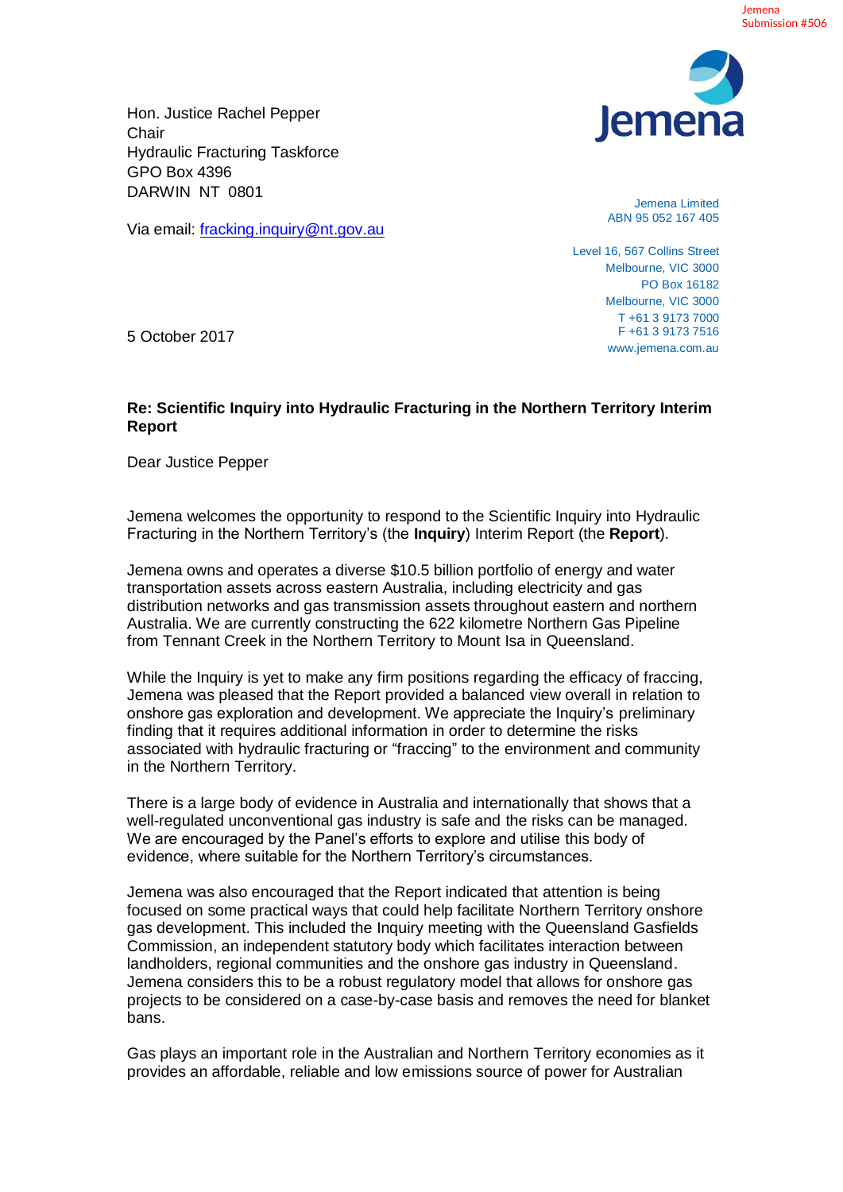Jemena Submission #506

Hon. Justice Rachel Pepper
Chair
Hydraulic Fracturing Taskforce
GPO Box 4396
DARWIN NT 0801

Via email: fracking.inquiry@nt.gov.au

Jemena Limited
ABN 95 052 167 405

Level 16, 567 Collins Street
Melbourne, VIC 3000
PO Box 16182
Melbourne, VIC 3000
T +61 3 9173 7000
F +61 3 9173 7516
www.jemena.com.au

5 October 2017

**Re: Scientific Inquiry into Hydraulic Fracturing in the Northern Territory Interim Report**

Dear Justice Pepper

Jemena welcomes the opportunity to respond to the Scientific Inquiry into Hydraulic Fracturing in the Northern Territory's (the **Inquiry**) Interim Report (the **Report**).

Jemena owns and operates a diverse $10.5 billion portfolio of energy and water transportation assets across eastern Australia, including electricity and gas distribution networks and gas transmission assets throughout eastern and northern Australia. We are currently constructing the 622 kilometre Northern Gas Pipeline from Tennant Creek in the Northern Territory to Mount Isa in Queensland.

While the Inquiry is yet to make any firm positions regarding the efficacy of fraccing, Jemena was pleased that the Report provided a balanced view overall in relation to onshore gas exploration and development. We appreciate the Inquiry's preliminary finding that it requires additional information in order to determine the risks associated with hydraulic fracturing or "fraccing" to the environment and community in the Northern Territory.

There is a large body of evidence in Australia and internationally that shows that a well-regulated unconventional gas industry is safe and the risks can be managed. We are encouraged by the Panel's efforts to explore and utilise this body of evidence, where suitable for the Northern Territory's circumstances.

Jemena was also encouraged that the Report indicated that attention is being focused on some practical ways that could help facilitate Northern Territory onshore gas development. This included the Inquiry meeting with the Queensland Gasfields Commission, an independent statutory body which facilitates interaction between landholders, regional communities and the onshore gas industry in Queensland. Jemena considers this to be a robust regulatory model that allows for onshore gas projects to be considered on a case-by-case basis and removes the need for blanket bans.

Gas plays an important role in the Australian and Northern Territory economies as it provides an affordable, reliable and low emissions source of power for Australian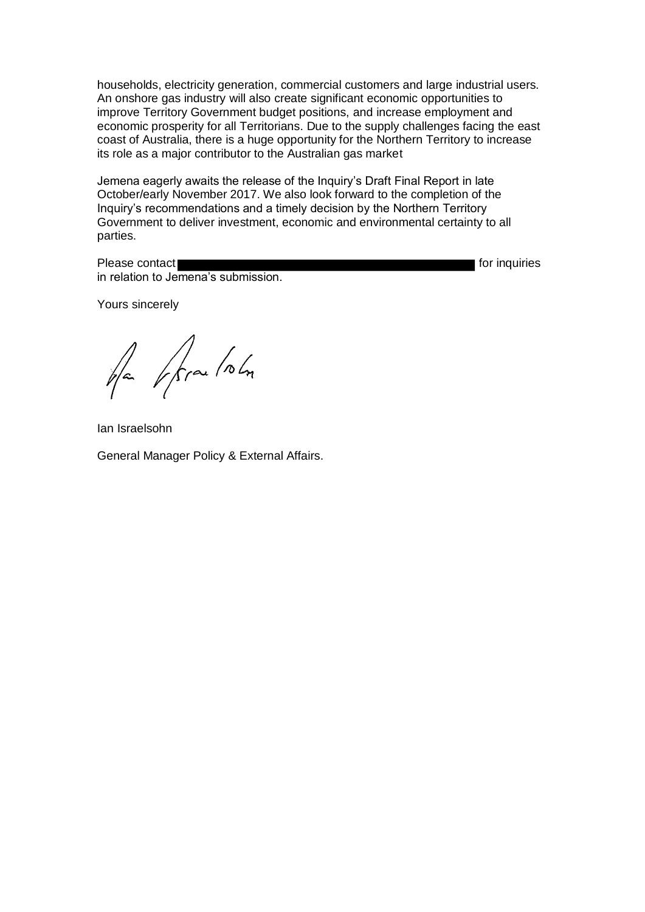households, electricity generation, commercial customers and large industrial users. An onshore gas industry will also create significant economic opportunities to improve Territory Government budget positions, and increase employment and economic prosperity for all Territorians. Due to the supply challenges facing the east coast of Australia, there is a huge opportunity for the Northern Territory to increase its role as a major contributor to the Australian gas market

Jemena eagerly awaits the release of the Inquiry's Draft Final Report in late October/early November 2017. We also look forward to the completion of the Inquiry's recommendations and a timely decision by the Northern Territory Government to deliver investment, economic and environmental certainty to all parties.

Please contact ████████████████████████ for inquiries in relation to Jemena's submission.

Yours sincerely

Ian Israelsohn

General Manager Policy & External Affairs.